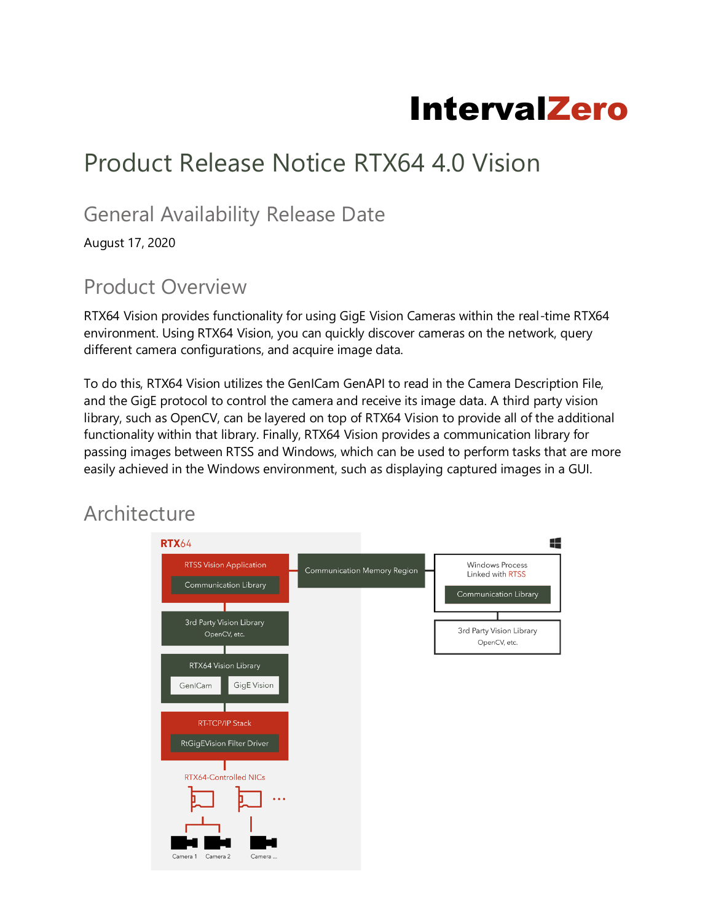IntervalZero

# Product Release Notice RTX64 4.0 Vision

## General Availability Release Date

August 17, 2020

## Product Overview

RTX64 Vision provides functionality for using GigE Vision Cameras within the real-time RTX64 environment. Using RTX64 Vision, you can quickly discover cameras on the network, query different camera configurations, and acquire image data.

To do this, RTX64 Vision utilizes the GenICam GenAPI to read in the Camera Description File, and the GigE protocol to control the camera and receive its image data. A third party vision library, such as OpenCV, can be layered on top of RTX64 Vision to provide all of the additional functionality within that library. Finally, RTX64 Vision provides a communication library for passing images between RTSS and Windows, which can be used to perform tasks that are more easily achieved in the Windows environment, such as displaying captured images in a GUI.

## Architecture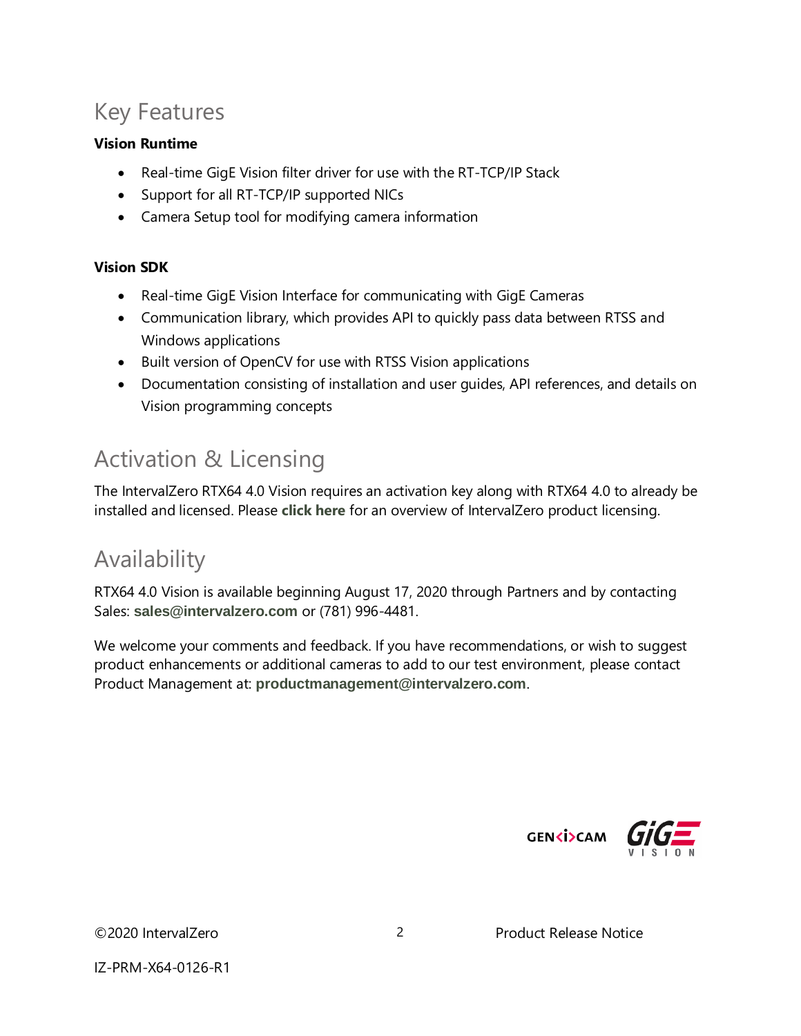## Key Features

**Vision Runtime**

- Real-time GigE Vision filter driver for use with the RT-TCP/IP Stack
- Support for all RT-TCP/IP supported NICs
- Camera Setup tool for modifying camera information

**Vision SDK**

- Real-time GigE Vision Interface for communicating with GigE Cameras
- Communication library, which provides API to quickly pass data between RTSS and Windows applications
- Built version of OpenCV for use with RTSS Vision applications
- Documentation consisting of installation and user guides, API references, and details on Vision programming concepts

## Activation & Licensing

The IntervalZero RTX64 4.0 Vision requires an activation key along with RTX64 4.0 to already be installed and licensed. Please **click here** for an overview of IntervalZero product licensing.

## Availability

RTX64 4.0 Vision is available beginning August 17, 2020 through Partners and by contacting Sales: **sales@intervalzero.com** or (781) 996-4481.

We welcome your comments and feedback. If you have recommendations, or wish to suggest product enhancements or additional cameras to add to our test environment, please contact Product Management at: **productmanagement@intervalzero.com**.

©2020 IntervalZero

Product Release Notice

IZ-PRM-X64-0126-R1